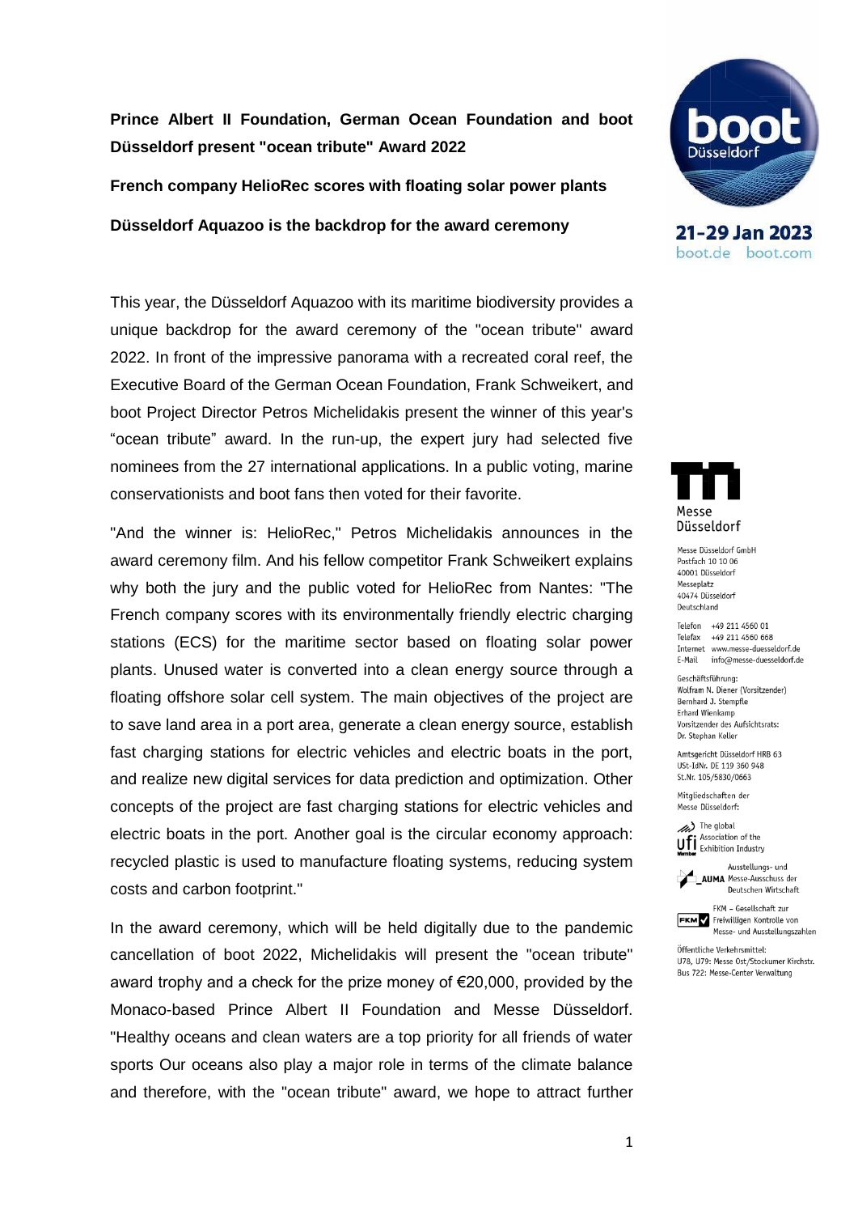**Prince Albert II Foundation, German Ocean Foundation and boot Düsseldorf present "ocean tribute" Award 2022**

**French company HelioRec scores with floating solar power plants**

**Düsseldorf Aquazoo is the backdrop for the award ceremony**

21-29 Jan 2023
boot.de boot.com

This year, the Düsseldorf Aquazoo with its maritime biodiversity provides a unique backdrop for the award ceremony of the "ocean tribute" award 2022. In front of the impressive panorama with a recreated coral reef, the Executive Board of the German Ocean Foundation, Frank Schweikert, and boot Project Director Petros Michelidakis present the winner of this year's "ocean tribute" award. In the run-up, the expert jury had selected five nominees from the 27 international applications. In a public voting, marine conservationists and boot fans then voted for their favorite.

"And the winner is: HelioRec," Petros Michelidakis announces in the award ceremony film. And his fellow competitor Frank Schweikert explains why both the jury and the public voted for HelioRec from Nantes: "The French company scores with its environmentally friendly electric charging stations (ECS) for the maritime sector based on floating solar power plants. Unused water is converted into a clean energy source through a floating offshore solar cell system. The main objectives of the project are to save land area in a port area, generate a clean energy source, establish fast charging stations for electric vehicles and electric boats in the port, and realize new digital services for data prediction and optimization. Other concepts of the project are fast charging stations for electric vehicles and electric boats in the port. Another goal is the circular economy approach: recycled plastic is used to manufacture floating systems, reducing system costs and carbon footprint."

In the award ceremony, which will be held digitally due to the pandemic cancellation of boot 2022, Michelidakis will present the "ocean tribute" award trophy and a check for the prize money of €20,000, provided by the Monaco-based Prince Albert II Foundation and Messe Düsseldorf. "Healthy oceans and clean waters are a top priority for all friends of water sports Our oceans also play a major role in terms of the climate balance and therefore, with the "ocean tribute" award, we hope to attract further

Messe Düsseldorf

Messe Düsseldorf GmbH
Postfach 10 10 06
40001 Düsseldorf
Messeplatz
40474 Düsseldorf
Deutschland

Telefon +49 211 4560 01
Telefax +49 211 4560 668
Internet www.messe-duesseldorf.de
E-Mail info@messe-duesseldorf.de

Geschäftsführung:
Wolfram N. Diener (Vorsitzender)
Bernhard J. Stempfle
Erhard Wienkamp
Vorsitzender des Aufsichtsrats:
Dr. Stephan Keller

Amtsgericht Düsseldorf HRB 63
USt-IdNr. DE 119 360 948
St.Nr. 105/5830/0663

Mitgliedschaften der
Messe Düsseldorf:

The global Association of the Exhibition Industry

Ausstellungs- und Messe-Ausschuss der Deutschen Wirtschaft

FKM – Gesellschaft zur Freiwilligen Kontrolle von Messe- und Ausstellungszahlen

Öffentliche Verkehrsmittel:
U78, U79: Messe Ost/Stockumer Kirchstr.
Bus 722: Messe-Center Verwaltung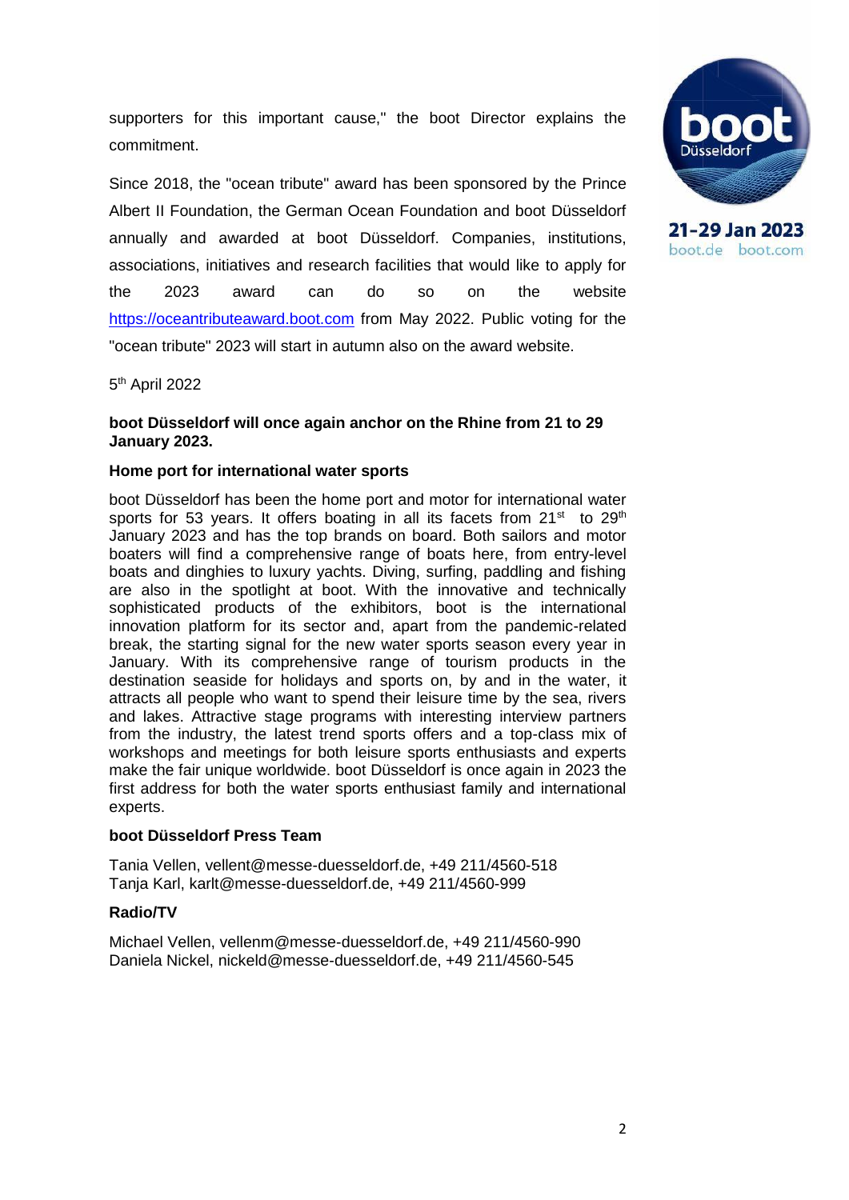supporters for this important cause," the boot Director explains the commitment.

Since 2018, the "ocean tribute" award has been sponsored by the Prince Albert II Foundation, the German Ocean Foundation and boot Düsseldorf annually and awarded at boot Düsseldorf. Companies, institutions, associations, initiatives and research facilities that would like to apply for the 2023 award can do so on the website https://oceantributeaward.boot.com from May 2022. Public voting for the "ocean tribute" 2023 will start in autumn also on the award website.

5th April 2022

**boot Düsseldorf will once again anchor on the Rhine from 21 to 29 January 2023.**

**Home port for international water sports**

boot Düsseldorf has been the home port and motor for international water sports for 53 years. It offers boating in all its facets from 21st to 29th January 2023 and has the top brands on board. Both sailors and motor boaters will find a comprehensive range of boats here, from entry-level boats and dinghies to luxury yachts. Diving, surfing, paddling and fishing are also in the spotlight at boot. With the innovative and technically sophisticated products of the exhibitors, boot is the international innovation platform for its sector and, apart from the pandemic-related break, the starting signal for the new water sports season every year in January. With its comprehensive range of tourism products in the destination seaside for holidays and sports on, by and in the water, it attracts all people who want to spend their leisure time by the sea, rivers and lakes. Attractive stage programs with interesting interview partners from the industry, the latest trend sports offers and a top-class mix of workshops and meetings for both leisure sports enthusiasts and experts make the fair unique worldwide. boot Düsseldorf is once again in 2023 the first address for both the water sports enthusiast family and international experts.

**boot Düsseldorf Press Team**

Tania Vellen, vellent@messe-duesseldorf.de, +49 211/4560-518
Tanja Karl, karlt@messe-duesseldorf.de, +49 211/4560-999

**Radio/TV**

Michael Vellen, vellenm@messe-duesseldorf.de, +49 211/4560-990
Daniela Nickel, nickeld@messe-duesseldorf.de, +49 211/4560-545